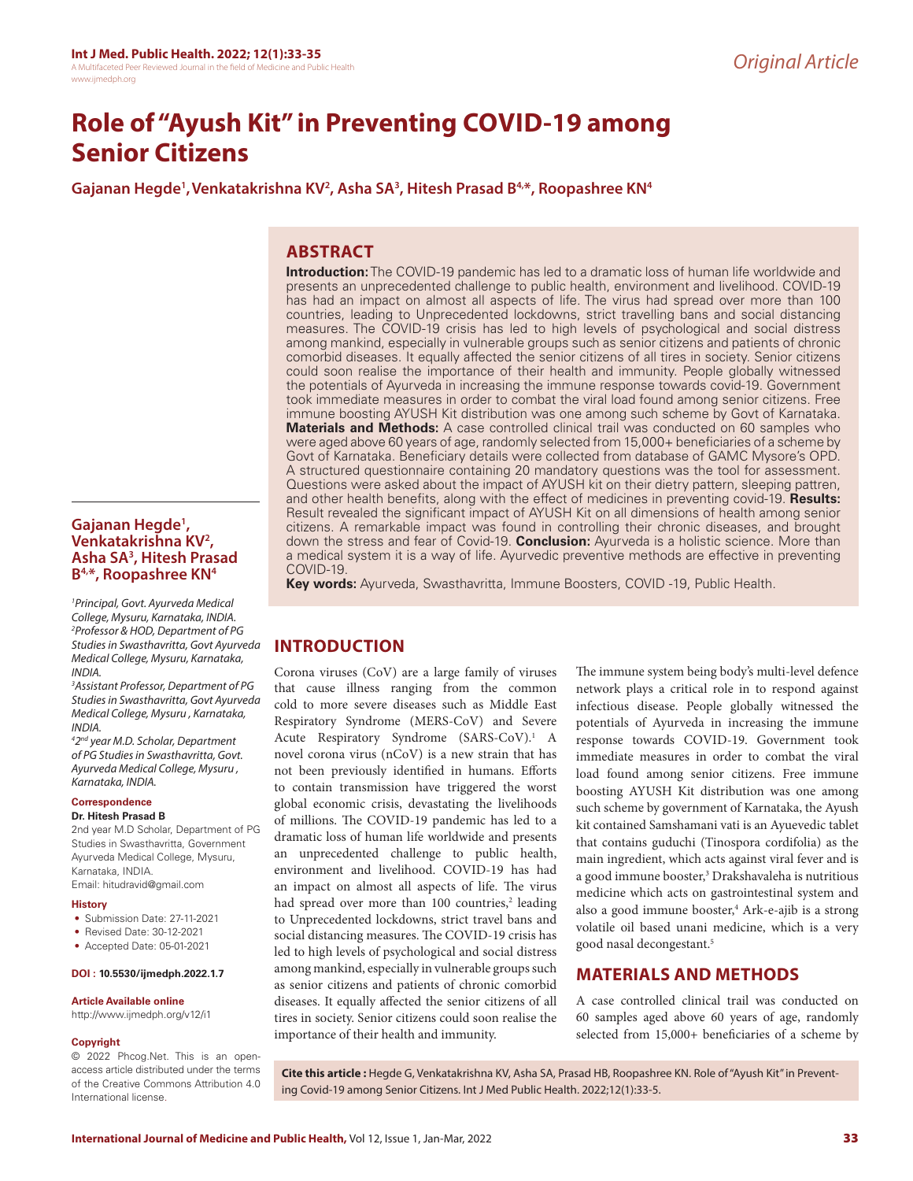*Original Article*

# Role of "Ayush Kit" in Preventing COVID-19 among Senior Citizens

**Gajanan Hegde[1], Venkatakrishna KV[2], Asha SA[3], Hitesh Prasad B[4,*], Roopashree KN[4]**

## ABSTRACT

**Introduction:** The COVID-19 pandemic has led to a dramatic loss of human life worldwide and presents an unprecedented challenge to public health, environment and livelihood. COVID-19 has had an impact on almost all aspects of life. The virus had spread over more than 100 countries, leading to Unprecedented lockdowns, strict travelling bans and social distancing measures. The COVID-19 crisis has led to high levels of psychological and social distress among mankind, especially in vulnerable groups such as senior citizens and patients of chronic comorbid diseases. It equally affected the senior citizens of all tires in society. Senior citizens could soon realise the importance of their health and immunity. People globally witnessed the potentials of Ayurveda in increasing the immune response towards covid-19. Government took immediate measures in order to combat the viral load found among senior citizens. Free immune boosting AYUSH Kit distribution was one among such scheme by Govt of Karnataka. **Materials and Methods:** A case controlled clinical trail was conducted on 60 samples who were aged above 60 years of age, randomly selected from 15,000+ beneficiaries of a scheme by Govt of Karnataka. Beneficiary details were collected from database of GAMC Mysore's OPD. A structured questionnaire containing 20 mandatory questions was the tool for assessment. Questions were asked about the impact of AYUSH kit on their dietry pattern, sleeping pattren, and other health benefits, along with the effect of medicines in preventing covid-19. **Results:** Result revealed the significant impact of AYUSH Kit on all dimensions of health among senior citizens. A remarkable impact was found in controlling their chronic diseases, and brought down the stress and fear of Covid-19. **Conclusion:** Ayurveda is a holistic science. More than a medical system it is a way of life. Ayurvedic preventive methods are effective in preventing COVID-19.

**Key words:** Ayurveda, Swasthavritta, Immune Boosters, COVID -19, Public Health.

**Gajanan Hegde[1], Venkatakrishna KV[2], Asha SA[3], Hitesh Prasad B[4,*], Roopashree KN[4]**

*[1]Principal, Govt. Ayurveda Medical College, Mysuru, Karnataka, INDIA.*
*[2]Professor & HOD, Department of PG Studies in Swasthavritta, Govt Ayurveda Medical College, Mysuru, Karnataka, INDIA.*
*[3]Assistant Professor, Department of PG Studies in Swasthavritta, Govt Ayurveda Medical College, Mysuru , Karnataka, INDIA.*
*[4]2nd year M.D. Scholar, Department of PG Studies in Swasthavritta, Govt. Ayurveda Medical College, Mysuru , Karnataka, INDIA.*

**Correspondence**

**Dr. Hitesh Prasad B**

2nd year M.D Scholar, Department of PG Studies in Swasthavritta, Government Ayurveda Medical College, Mysuru, Karnataka, INDIA.

Email: hitudravid@gmail.com

**History**

- Submission Date: 27-11-2021
- Revised Date: 30-12-2021
- Accepted Date: 05-01-2021

**DOI : 10.5530/ijmedph.2022.1.7**

**Article Available online**

http://www.ijmedph.org/v12/i1

**Copyright**

© 2022 Phcog.Net. This is an open-access article distributed under the terms of the Creative Commons Attribution 4.0 International license.

## INTRODUCTION

Corona viruses (CoV) are a large family of viruses that cause illness ranging from the common cold to more severe diseases such as Middle East Respiratory Syndrome (MERS-CoV) and Severe Acute Respiratory Syndrome (SARS-CoV).[1] A novel corona virus (nCoV) is a new strain that has not been previously identified in humans. Efforts to contain transmission have triggered the worst global economic crisis, devastating the livelihoods of millions. The COVID-19 pandemic has led to a dramatic loss of human life worldwide and presents an unprecedented challenge to public health, environment and livelihood. COVID-19 has had an impact on almost all aspects of life. The virus had spread over more than 100 countries,[2] leading to Unprecedented lockdowns, strict travel bans and social distancing measures. The COVID-19 crisis has led to high levels of psychological and social distress among mankind, especially in vulnerable groups such as senior citizens and patients of chronic comorbid diseases. It equally affected the senior citizens of all tires in society. Senior citizens could soon realise the importance of their health and immunity.

The immune system being body's multi-level defence network plays a critical role in to respond against infectious disease. People globally witnessed the potentials of Ayurveda in increasing the immune response towards COVID-19. Government took immediate measures in order to combat the viral load found among senior citizens. Free immune boosting AYUSH Kit distribution was one among such scheme by government of Karnataka, the Ayush kit contained Samshamani vati is an Ayuevedic tablet that contains guduchi (Tinospora cordifolia) as the main ingredient, which acts against viral fever and is a good immune booster,[3] Drakshavaleha is nutritious medicine which acts on gastrointestinal system and also a good immune booster,[4] Ark-e-ajib is a strong volatile oil based unani medicine, which is a very good nasal decongestant.[5]

## MATERIALS AND METHODS

A case controlled clinical trail was conducted on 60 samples aged above 60 years of age, randomly selected from 15,000+ beneficiaries of a scheme by

**Cite this article :** Hegde G, Venkatakrishna KV, Asha SA, Prasad HB, Roopashree KN. Role of "Ayush Kit" in Preventing Covid-19 among Senior Citizens. Int J Med Public Health. 2022;12(1):33-5.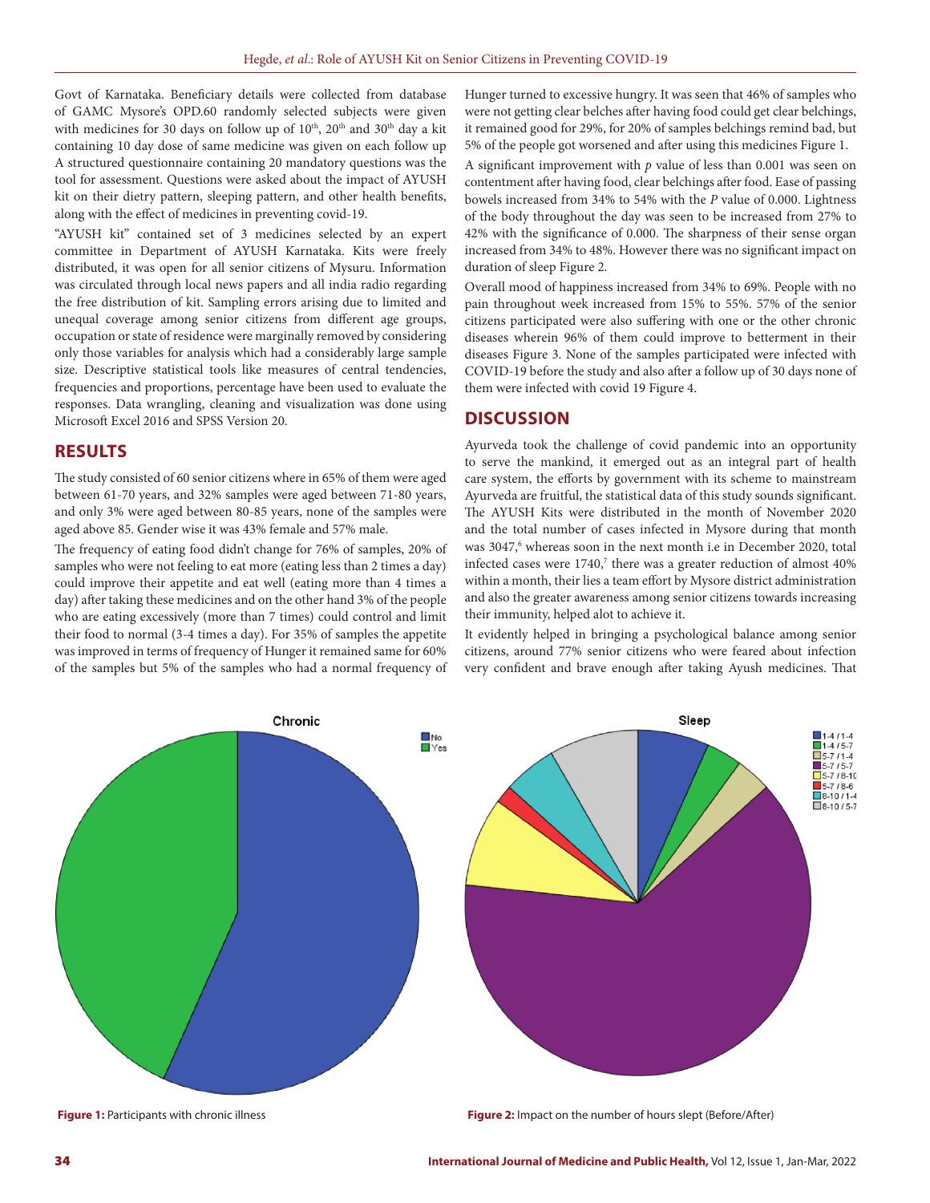Govt of Karnataka. Beneficiary details were collected from database of GAMC Mysore's OPD.60 randomly selected subjects were given with medicines for 30 days on follow up of 10th, 20th and 30th day a kit containing 10 day dose of same medicine was given on each follow up A structured questionnaire containing 20 mandatory questions was the tool for assessment. Questions were asked about the impact of AYUSH kit on their dietry pattern, sleeping pattern, and other health benefits, along with the effect of medicines in preventing covid-19.

"AYUSH kit" contained set of 3 medicines selected by an expert committee in Department of AYUSH Karnataka. Kits were freely distributed, it was open for all senior citizens of Mysuru. Information was circulated through local news papers and all india radio regarding the free distribution of kit. Sampling errors arising due to limited and unequal coverage among senior citizens from different age groups, occupation or state of residence were marginally removed by considering only those variables for analysis which had a considerably large sample size. Descriptive statistical tools like measures of central tendencies, frequencies and proportions, percentage have been used to evaluate the responses. Data wrangling, cleaning and visualization was done using Microsoft Excel 2016 and SPSS Version 20.

## RESULTS

The study consisted of 60 senior citizens where in 65% of them were aged between 61-70 years, and 32% samples were aged between 71-80 years, and only 3% were aged between 80-85 years, none of the samples were aged above 85. Gender wise it was 43% female and 57% male.

The frequency of eating food didn't change for 76% of samples, 20% of samples who were not feeling to eat more (eating less than 2 times a day) could improve their appetite and eat well (eating more than 4 times a day) after taking these medicines and on the other hand 3% of the people who are eating excessively (more than 7 times) could control and limit their food to normal (3-4 times a day). For 35% of samples the appetite was improved in terms of frequency of Hunger it remained same for 60% of the samples but 5% of the samples who had a normal frequency of Hunger turned to excessive hungry. It was seen that 46% of samples who were not getting clear belches after having food could get clear belchings, it remained good for 29%, for 20% of samples belchings remind bad, but 5% of the people got worsened and after using this medicines Figure 1.

A significant improvement with *p* value of less than 0.001 was seen on contentment after having food, clear belchings after food. Ease of passing bowels increased from 34% to 54% with the *P* value of 0.000. Lightness of the body throughout the day was seen to be increased from 27% to 42% with the significance of 0.000. The sharpness of their sense organ increased from 34% to 48%. However there was no significant impact on duration of sleep Figure 2.

Overall mood of happiness increased from 34% to 69%. People with no pain throughout week increased from 15% to 55%. 57% of the senior citizens participated were also suffering with one or the other chronic diseases wherein 96% of them could improve to betterment in their diseases Figure 3. None of the samples participated were infected with COVID-19 before the study and also after a follow up of 30 days none of them were infected with covid 19 Figure 4.

## DISCUSSION

Ayurveda took the challenge of covid pandemic into an opportunity to serve the mankind, it emerged out as an integral part of health care system, the efforts by government with its scheme to mainstream Ayurveda are fruitful, the statistical data of this study sounds significant. The AYUSH Kits were distributed in the month of November 2020 and the total number of cases infected in Mysore during that month was 3047,[6] whereas soon in the next month i.e in December 2020, total infected cases were 1740,[7] there was a greater reduction of almost 40% within a month, their lies a team effort by Mysore district administration and also the greater awareness among senior citizens towards increasing their immunity, helped alot to achieve it.

It evidently helped in bringing a psychological balance among senior citizens, around 77% senior citizens who were feared about infection very confident and brave enough after taking Ayush medicines. That

**Figure 1:** Participants with chronic illness

**Figure 2:** Impact on the number of hours slept (Before/After)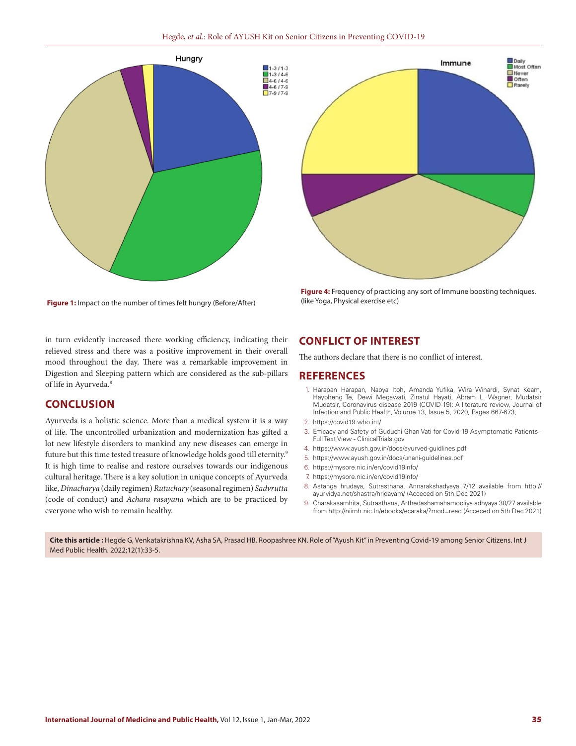Hungry

1-3 / 1-3
1-3 / 4-6
4-6 / 4-6
4-6 / 7-9
7-9 / 7-9

**Figure 1:** Impact on the number of times felt hungry (Before/After)

Immune

Daily
Most Often
Never
Often
Rarely

**Figure 4:** Frequency of practicing any sort of Immune boosting techniques. (like Yoga, Physical exercise etc)

in turn evidently increased there working efficiency, indicating their relieved stress and there was a positive improvement in their overall mood throughout the day. There was a remarkable improvement in Digestion and Sleeping pattern which are considered as the sub-pillars of life in Ayurveda.[8]

## CONCLUSION

Ayurveda is a holistic science. More than a medical system it is a way of life. The uncontrolled urbanization and modernization has gifted a lot new lifestyle disorders to mankind any new diseases can emerge in future but this time tested treasure of knowledge holds good till eternity.[9] It is high time to realise and restore ourselves towards our indigenous cultural heritage. There is a key solution in unique concepts of Ayurveda like, *Dinacharya* (daily regimen) *Rutuchary* (seasonal regimen) *Sadvrutta* (code of conduct) and *Achara rasayana* which are to be practiced by everyone who wish to remain healthy.

## CONFLICT OF INTEREST

The authors declare that there is no conflict of interest.

## REFERENCES

1. Harapan Harapan, Naoya Itoh, Amanda Yufika, Wira Winardi, Synat Keam, Haypheng Te, Dewi Megawati, Zinatul Hayati, Abram L. Wagner, Mudatsir Mudatsir, Coronavirus disease 2019 (COVID-19): A literature review, Journal of Infection and Public Health, Volume 13, Issue 5, 2020, Pages 667-673,
2. https://covid19.who.int/
3. Efficacy and Safety of Guduchi Ghan Vati for Covid-19 Asymptomatic Patients - Full Text View - ClinicalTrials.gov
4. https://www.ayush.gov.in/docs/ayurved-guidlines.pdf
5. https://www.ayush.gov.in/docs/unani-guidelines.pdf
6. https://mysore.nic.in/en/covid19info/
7. https://mysore.nic.in/en/covid19info/
8. Astanga hrudaya, Sutrasthana, Annarakshadyaya 7/12 available from http://ayurvidya.net/shastra/hridayam/ (Acceced on 5th Dec 2021)
9. Charakasamhita, Sutrasthana, Arthedashamahamooliya adhyaya 30/27 available from http://niimh.nic.In/ebooks/ecaraka/?mod=read (Acceced on 5th Dec 2021)

**Cite this article :** Hegde G, Venkatakrishna KV, Asha SA, Prasad HB, Roopashree KN. Role of "Ayush Kit" in Preventing Covid-19 among Senior Citizens. Int J Med Public Health. 2022;12(1):33-5.